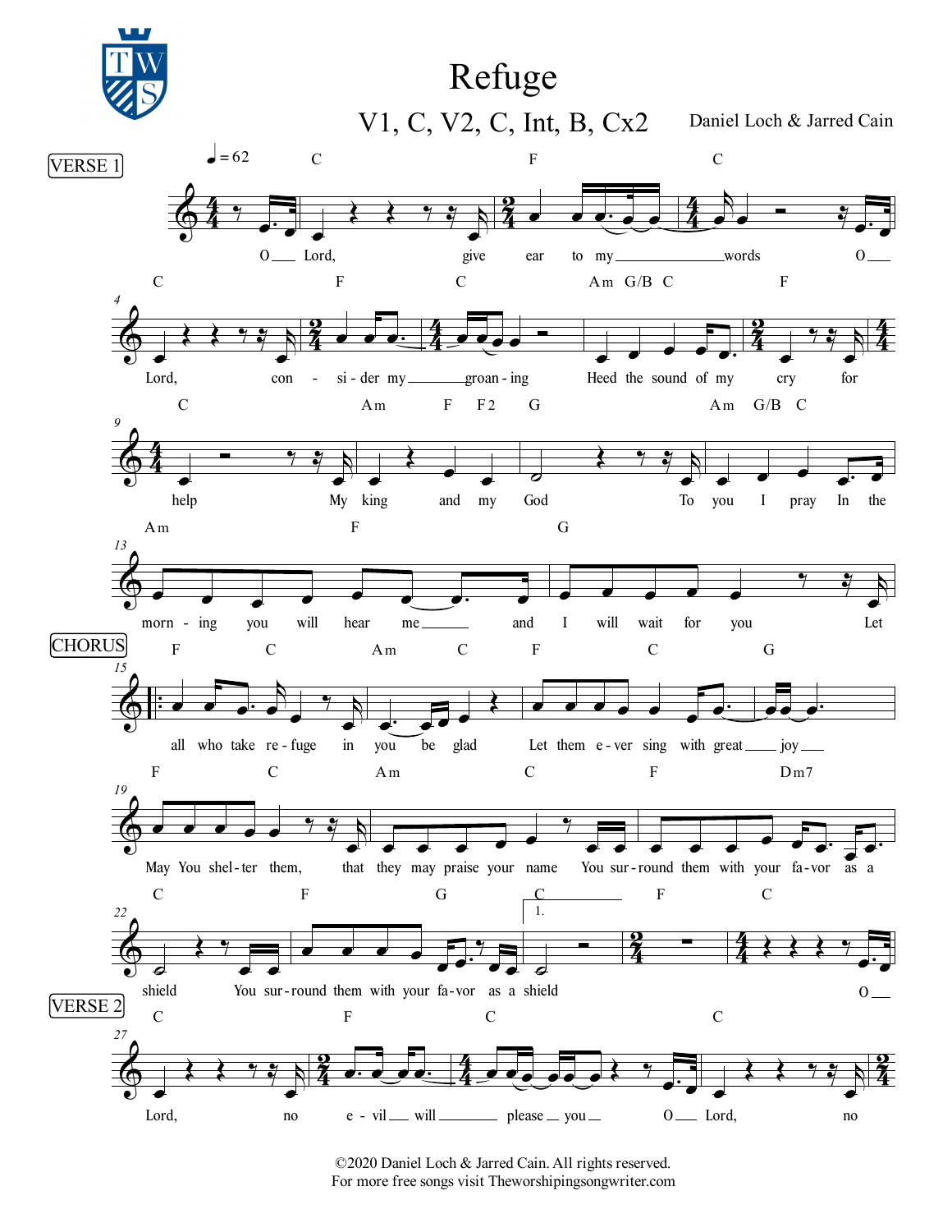# Refuge

## V1, C, V2, C, Int, B, Cx2

Daniel Loch & Jarred Cain

**VERSE 1**

♩ = 62

O Lord, give ear to my words O Lord, con - si - der my groan - ing Heed the sound of my cry for help My king and my God To you I pray In the morn - ing you will hear me and I will wait for you Let

**CHORUS**

all who take re - fuge in you be glad Let them e - ver sing with great joy May You shel - ter them, that they may praise your name You sur - round them with your fa - vor as a shield You sur - round them with your fa - vor as a shield O

**VERSE 2**

Lord, no e - vil will please you O Lord, no

©2020 Daniel Loch & Jarred Cain. All rights reserved.
For more free songs visit Theworshipingsongwriter.com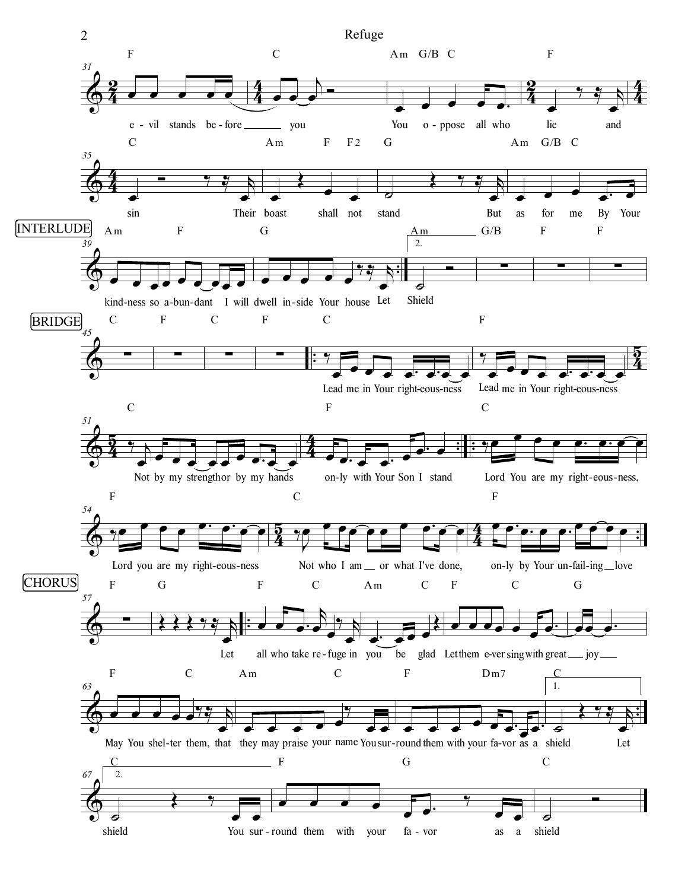F C Am G/B C F

e - vil stands be - fore you You o - ppose all who lie and

C Am F F2 G Am G/B C

sin Their boast shall not stand But as for me By Your

**INTERLUDE**

Am F G Am G/B F F

kind-ness so a - bun - dant I will dwell in - side Your house Let Shield

2.

**BRIDGE**

C F C F C F

Lead me in Your right-eous-ness Lead me in Your right-eous-ness

C F C

Not by my strength or by my hands on-ly with Your Son I stand Lord You are my right-eous-ness,

F C F

Lord you are my right-eous-ness Not who I am or what I've done, on-ly by Your un-fail-ing love

**CHORUS**

F G F C Am C F C G

Let all who take re - fuge in you be glad Let them e-ver sing with great joy

F C Am C F Dm7 C

May You shel-ter them, that they may praise your name You sur-round them with your fa-vor as a shield Let

1.

C F G C

shield You sur - round them with your fa - vor as a shield

2.